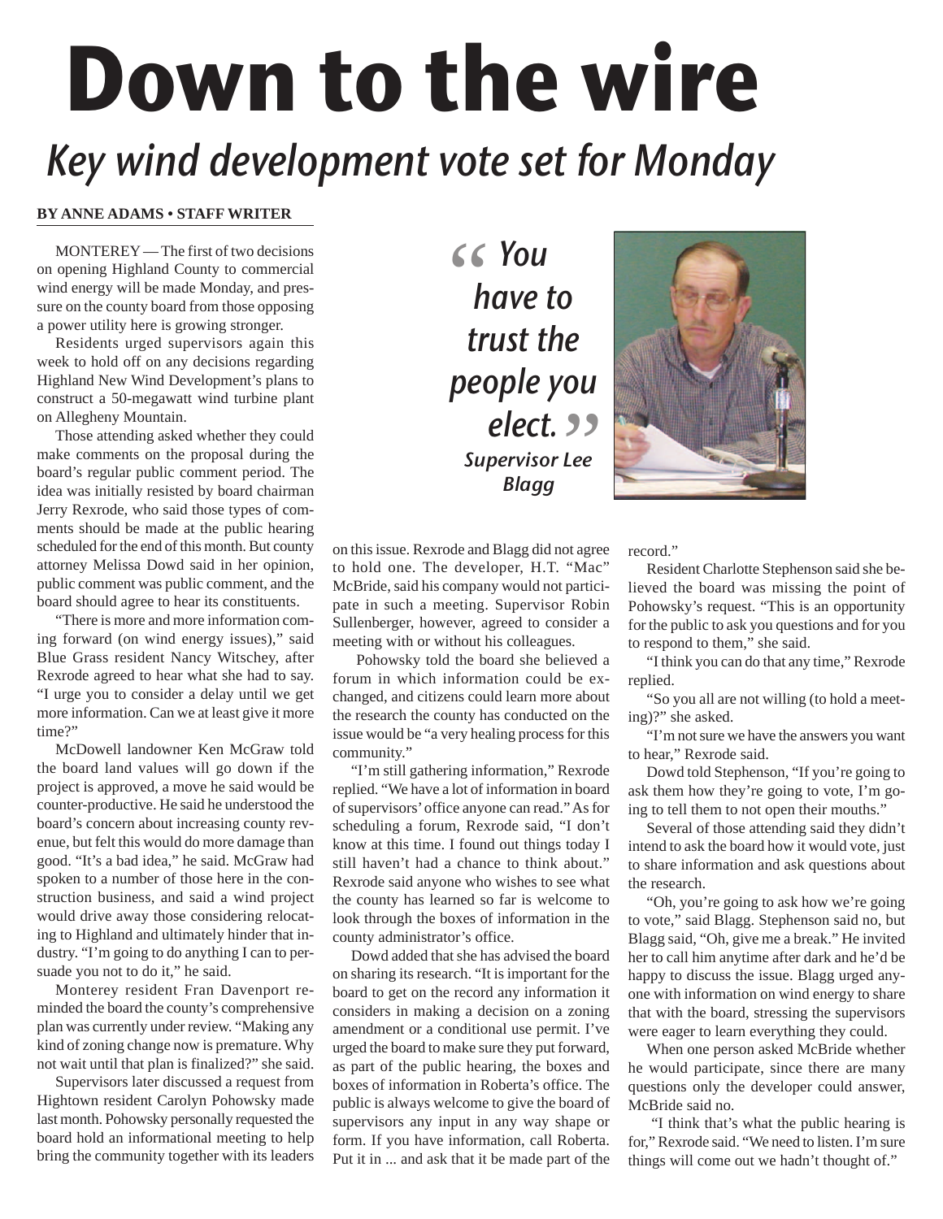# Down to the wire

## *Key wind development vote set for Monday*

**BY ANNE ADAMS • STAFF WRITER**

MONTEREY — The first of two decisions on opening Highland County to commercial wind energy will be made Monday, and pressure on the county board from those opposing a power utility here is growing stronger.

Residents urged supervisors again this week to hold off on any decisions regarding Highland New Wind Development's plans to construct a 50-megawatt wind turbine plant on Allegheny Mountain.

Those attending asked whether they could make comments on the proposal during the board's regular public comment period. The idea was initially resisted by board chairman Jerry Rexrode, who said those types of comments should be made at the public hearing scheduled for the end of this month. But county attorney Melissa Dowd said in her opinion, public comment was public comment, and the board should agree to hear its constituents.

"There is more and more information coming forward (on wind energy issues)," said Blue Grass resident Nancy Witschey, after Rexrode agreed to hear what she had to say. "I urge you to consider a delay until we get more information. Can we at least give it more time?"

McDowell landowner Ken McGraw told the board land values will go down if the project is approved, a move he said would be counter-productive. He said he understood the board's concern about increasing county revenue, but felt this would do more damage than good. "It's a bad idea," he said. McGraw had spoken to a number of those here in the construction business, and said a wind project would drive away those considering relocating to Highland and ultimately hinder that industry. "I'm going to do anything I can to persuade you not to do it," he said.

Monterey resident Fran Davenport reminded the board the county's comprehensive plan was currently under review. "Making any kind of zoning change now is premature. Why not wait until that plan is finalized?" she said.

Supervisors later discussed a request from Hightown resident Carolyn Pohowsky made last month. Pohowsky personally requested the board hold an informational meeting to help bring the community together with its leaders on this issue. Rexrode and Blagg did not agree to hold one. The developer, H.T. "Mac" McBride, said his company would not participate in such a meeting. Supervisor Robin Sullenberger, however, agreed to consider a meeting with or without his colleagues.

> *"You have to trust the people you elect."*
> ***Supervisor Lee Blagg***

Pohowsky told the board she believed a forum in which information could be exchanged, and citizens could learn more about the research the county has conducted on the issue would be "a very healing process for this community."

"I'm still gathering information," Rexrode replied. "We have a lot of information in board of supervisors' office anyone can read." As for scheduling a forum, Rexrode said, "I don't know at this time. I found out things today I still haven't had a chance to think about." Rexrode said anyone who wishes to see what the county has learned so far is welcome to look through the boxes of information in the county administrator's office.

Dowd added that she has advised the board on sharing its research. "It is important for the board to get on the record any information it considers in making a decision on a zoning amendment or a conditional use permit. I've urged the board to make sure they put forward, as part of the public hearing, the boxes and boxes of information in Roberta's office. The public is always welcome to give the board of supervisors any input in any way shape or form. If you have information, call Roberta. Put it in ... and ask that it be made part of the record."

Resident Charlotte Stephenson said she believed the board was missing the point of Pohowsky's request. "This is an opportunity for the public to ask you questions and for you to respond to them," she said.

"I think you can do that any time," Rexrode replied.

"So you all are not willing (to hold a meeting)?" she asked.

"I'm not sure we have the answers you want to hear," Rexrode said.

Dowd told Stephenson, "If you're going to ask them how they're going to vote, I'm going to tell them to not open their mouths."

Several of those attending said they didn't intend to ask the board how it would vote, just to share information and ask questions about the research.

"Oh, you're going to ask how we're going to vote," said Blagg. Stephenson said no, but Blagg said, "Oh, give me a break." He invited her to call him anytime after dark and he'd be happy to discuss the issue. Blagg urged anyone with information on wind energy to share that with the board, stressing the supervisors were eager to learn everything they could.

When one person asked McBride whether he would participate, since there are many questions only the developer could answer, McBride said no.

"I think that's what the public hearing is for," Rexrode said. "We need to listen. I'm sure things will come out we hadn't thought of."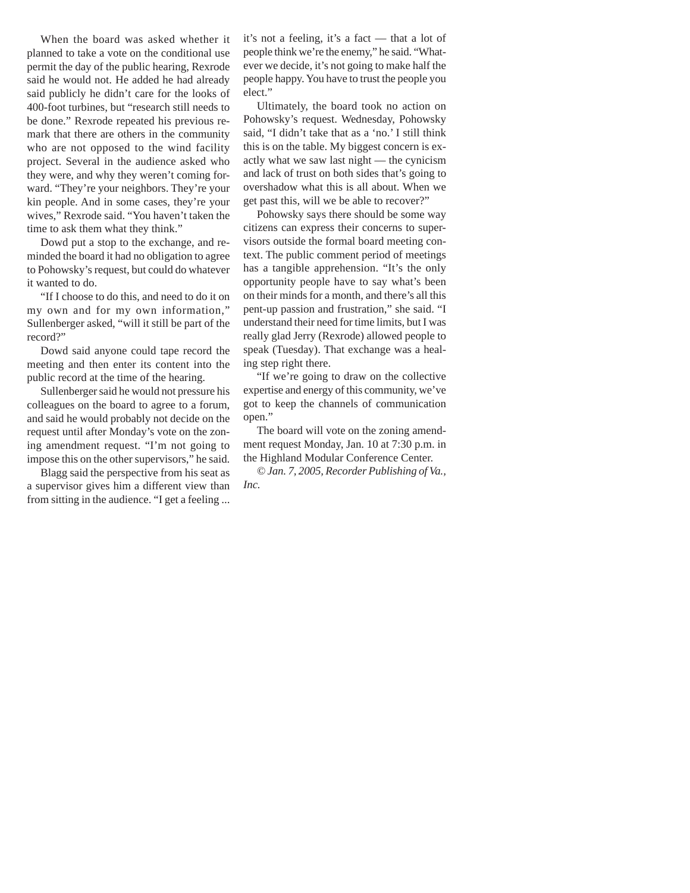When the board was asked whether it planned to take a vote on the conditional use permit the day of the public hearing, Rexrode said he would not. He added he had already said publicly he didn't care for the looks of 400-foot turbines, but "research still needs to be done." Rexrode repeated his previous remark that there are others in the community who are not opposed to the wind facility project. Several in the audience asked who they were, and why they weren't coming forward. "They're your neighbors. They're your kin people. And in some cases, they're your wives," Rexrode said. "You haven't taken the time to ask them what they think."

Dowd put a stop to the exchange, and reminded the board it had no obligation to agree to Pohowsky's request, but could do whatever it wanted to do.

"If I choose to do this, and need to do it on my own and for my own information," Sullenberger asked, "will it still be part of the record?"

Dowd said anyone could tape record the meeting and then enter its content into the public record at the time of the hearing.

Sullenberger said he would not pressure his colleagues on the board to agree to a forum, and said he would probably not decide on the request until after Monday's vote on the zoning amendment request. "I'm not going to impose this on the other supervisors," he said.

Blagg said the perspective from his seat as a supervisor gives him a different view than from sitting in the audience. "I get a feeling ... it's not a feeling, it's a fact — that a lot of people think we're the enemy," he said. "Whatever we decide, it's not going to make half the people happy. You have to trust the people you elect."

Ultimately, the board took no action on Pohowsky's request. Wednesday, Pohowsky said, "I didn't take that as a 'no.' I still think this is on the table. My biggest concern is exactly what we saw last night — the cynicism and lack of trust on both sides that's going to overshadow what this is all about. When we get past this, will we be able to recover?"

Pohowsky says there should be some way citizens can express their concerns to supervisors outside the formal board meeting context. The public comment period of meetings has a tangible apprehension. "It's the only opportunity people have to say what's been on their minds for a month, and there's all this pent-up passion and frustration," she said. "I understand their need for time limits, but I was really glad Jerry (Rexrode) allowed people to speak (Tuesday). That exchange was a healing step right there.

"If we're going to draw on the collective expertise and energy of this community, we've got to keep the channels of communication open."

The board will vote on the zoning amendment request Monday, Jan. 10 at 7:30 p.m. in the Highland Modular Conference Center.

*© Jan. 7, 2005, Recorder Publishing of Va., Inc.*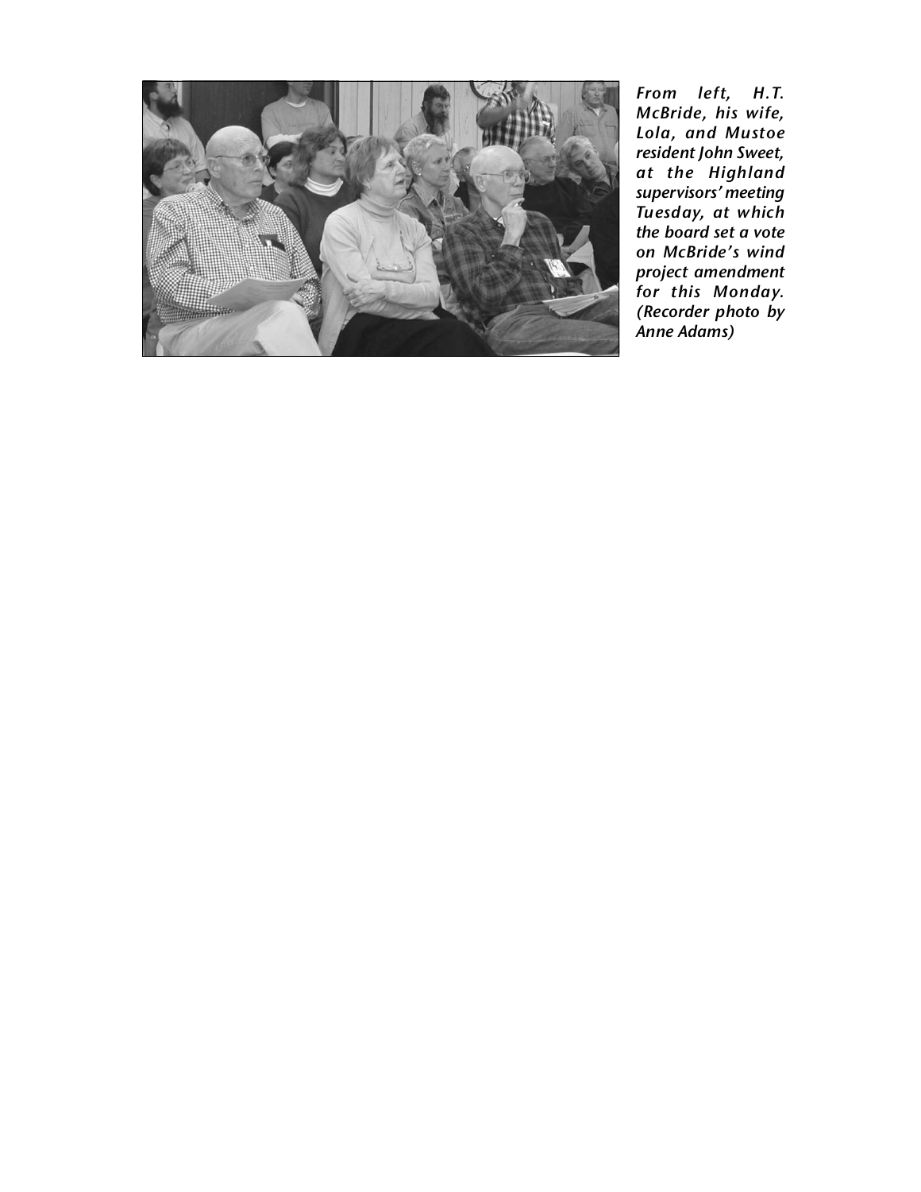*From left, H.T. McBride, his wife, Lola, and Mustoe resident John Sweet, at the Highland supervisors' meeting Tuesday, at which the board set a vote on McBride's wind project amendment for this Monday. (Recorder photo by Anne Adams)*